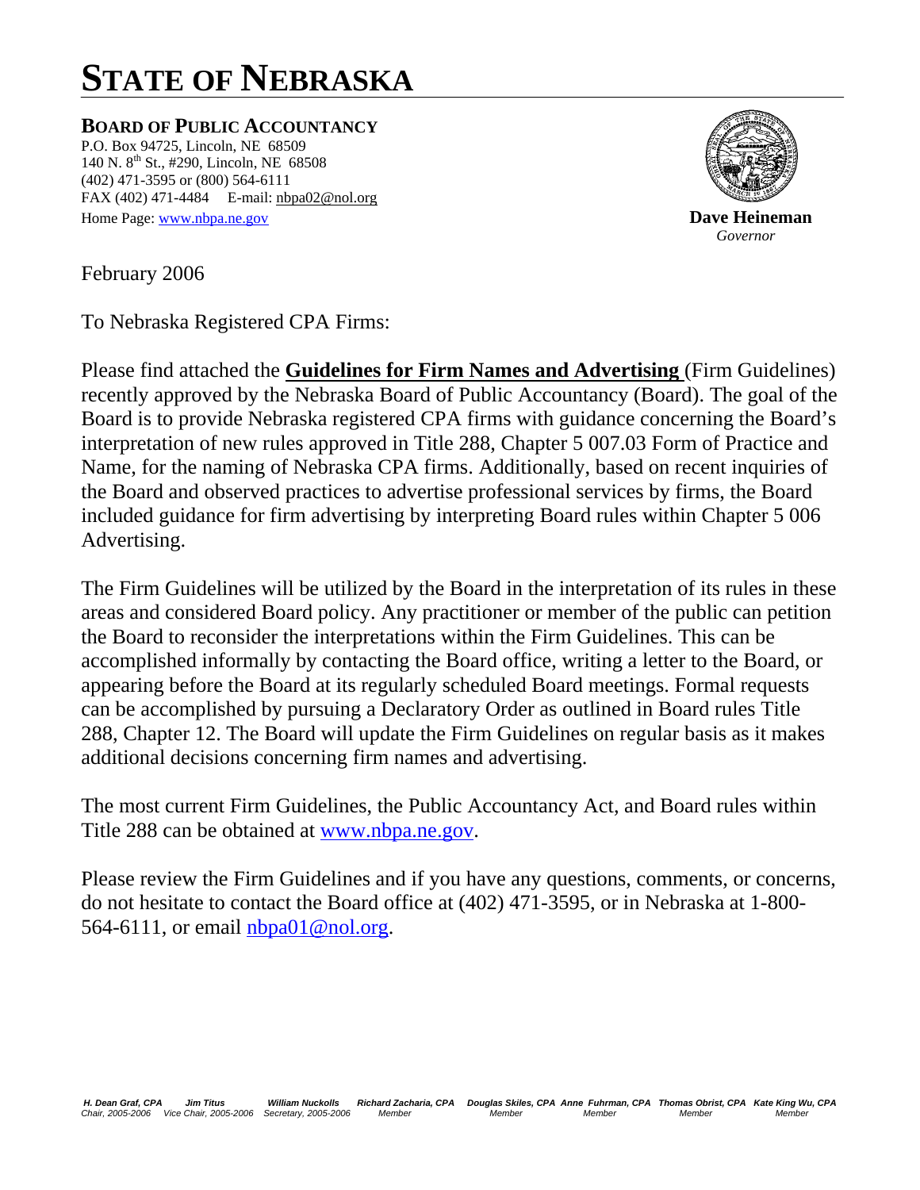# STATE OF NEBRASKA

**BOARD OF PUBLIC ACCOUNTANCY**
P.O. Box 94725, Lincoln, NE 68509
140 N. 8th St., #290, Lincoln, NE 68508
(402) 471-3595 or (800) 564-6111
FAX (402) 471-4484 E-mail: nbpa02@nol.org
Home Page: www.nbpa.ne.gov

**Dave Heineman**
*Governor*

February 2006

To Nebraska Registered CPA Firms:

Please find attached the **Guidelines for Firm Names and Advertising** (Firm Guidelines) recently approved by the Nebraska Board of Public Accountancy (Board). The goal of the Board is to provide Nebraska registered CPA firms with guidance concerning the Board's interpretation of new rules approved in Title 288, Chapter 5 007.03 Form of Practice and Name, for the naming of Nebraska CPA firms. Additionally, based on recent inquiries of the Board and observed practices to advertise professional services by firms, the Board included guidance for firm advertising by interpreting Board rules within Chapter 5 006 Advertising.

The Firm Guidelines will be utilized by the Board in the interpretation of its rules in these areas and considered Board policy. Any practitioner or member of the public can petition the Board to reconsider the interpretations within the Firm Guidelines. This can be accomplished informally by contacting the Board office, writing a letter to the Board, or appearing before the Board at its regularly scheduled Board meetings. Formal requests can be accomplished by pursuing a Declaratory Order as outlined in Board rules Title 288, Chapter 12. The Board will update the Firm Guidelines on regular basis as it makes additional decisions concerning firm names and advertising.

The most current Firm Guidelines, the Public Accountancy Act, and Board rules within Title 288 can be obtained at www.nbpa.ne.gov.

Please review the Firm Guidelines and if you have any questions, comments, or concerns, do not hesitate to contact the Board office at (402) 471-3595, or in Nebraska at 1-800-564-6111, or email nbpa01@nol.org.

*H. Dean Graf, CPA — Chair, 2005-2006; Jim Titus — Vice Chair, 2005-2006; William Nuckolls — Secretary, 2005-2006; Richard Zacharia, CPA — Member; Douglas Skiles, CPA — Member; Anne Fuhrman, CPA — Member; Thomas Obrist, CPA — Member; Kate King Wu, CPA — Member*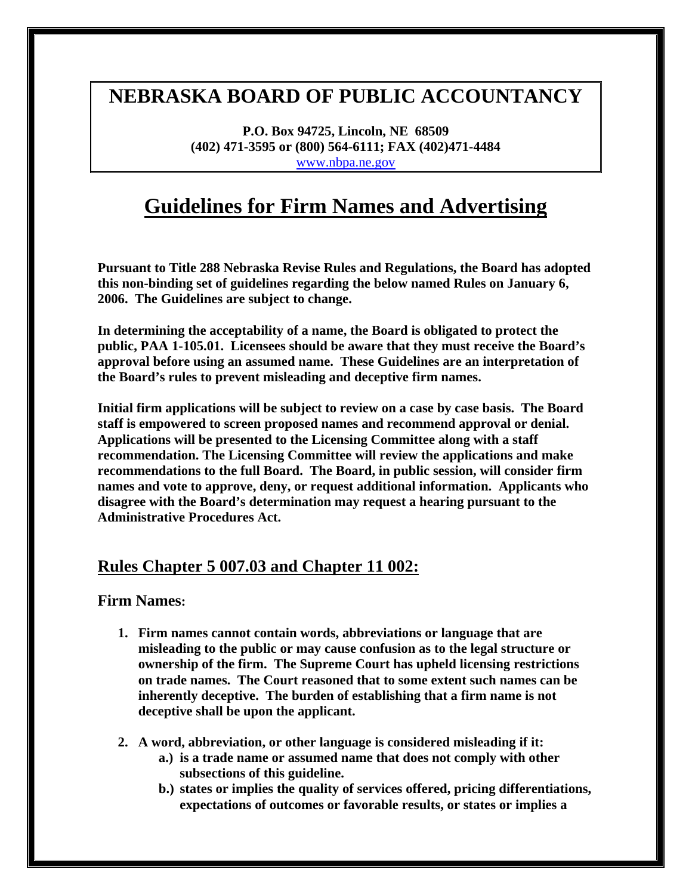# NEBRASKA BOARD OF PUBLIC ACCOUNTANCY

**P.O. Box 94725, Lincoln, NE 68509**
**(402) 471-3595 or (800) 564-6111; FAX (402)471-4484**
www.nbpa.ne.gov

# Guidelines for Firm Names and Advertising

**Pursuant to Title 288 Nebraska Revise Rules and Regulations, the Board has adopted this non-binding set of guidelines regarding the below named Rules on January 6, 2006. The Guidelines are subject to change.**

**In determining the acceptability of a name, the Board is obligated to protect the public, PAA 1-105.01. Licensees should be aware that they must receive the Board's approval before using an assumed name. These Guidelines are an interpretation of the Board's rules to prevent misleading and deceptive firm names.**

**Initial firm applications will be subject to review on a case by case basis. The Board staff is empowered to screen proposed names and recommend approval or denial. Applications will be presented to the Licensing Committee along with a staff recommendation. The Licensing Committee will review the applications and make recommendations to the full Board. The Board, in public session, will consider firm names and vote to approve, deny, or request additional information. Applicants who disagree with the Board's determination may request a hearing pursuant to the Administrative Procedures Act.**

## Rules Chapter 5 007.03 and Chapter 11 002:

### Firm Names:

1. **Firm names cannot contain words, abbreviations or language that are misleading to the public or may cause confusion as to the legal structure or ownership of the firm. The Supreme Court has upheld licensing restrictions on trade names. The Court reasoned that to some extent such names can be inherently deceptive. The burden of establishing that a firm name is not deceptive shall be upon the applicant.**

2. **A word, abbreviation, or other language is considered misleading if it:**
   - **a.) is a trade name or assumed name that does not comply with other subsections of this guideline.**
   - **b.) states or implies the quality of services offered, pricing differentiations, expectations of outcomes or favorable results, or states or implies a**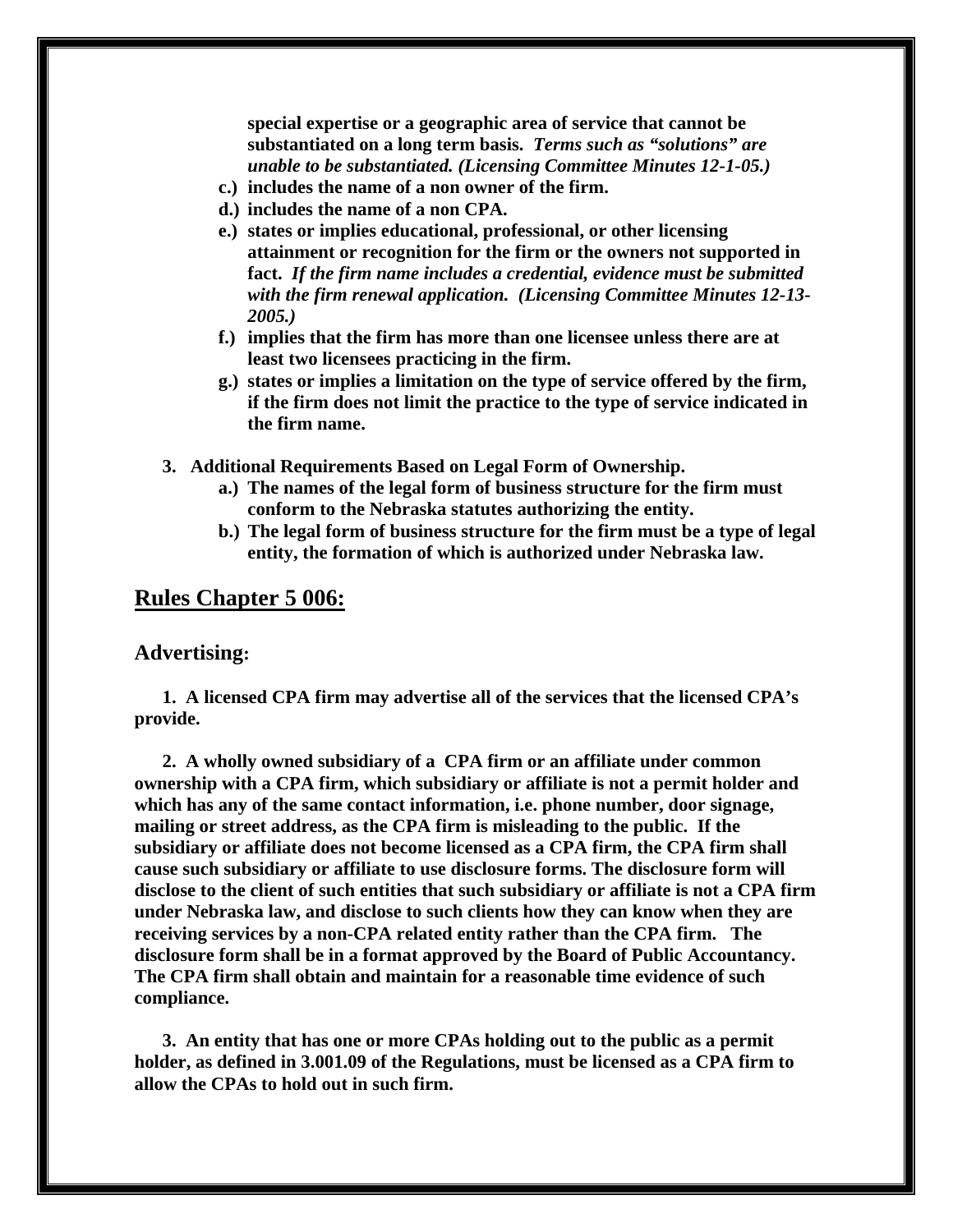**special expertise or a geographic area of service that cannot be substantiated on a long term basis.** ***Terms such as "solutions" are unable to be substantiated. (Licensing Committee Minutes 12-1-05.)***

- **c.) includes the name of a non owner of the firm.**
- **d.) includes the name of a non CPA.**
- **e.) states or implies educational, professional, or other licensing attainment or recognition for the firm or the owners not supported in fact.** ***If the firm name includes a credential, evidence must be submitted with the firm renewal application. (Licensing Committee Minutes 12-13-2005.)***
- **f.) implies that the firm has more than one licensee unless there are at least two licensees practicing in the firm.**
- **g.) states or implies a limitation on the type of service offered by the firm, if the firm does not limit the practice to the type of service indicated in the firm name.**

**3. Additional Requirements Based on Legal Form of Ownership.**

- **a.) The names of the legal form of business structure for the firm must conform to the Nebraska statutes authorizing the entity.**
- **b.) The legal form of business structure for the firm must be a type of legal entity, the formation of which is authorized under Nebraska law.**

## Rules Chapter 5 006:

### Advertising:

**1. A licensed CPA firm may advertise all of the services that the licensed CPA's provide.**

**2. A wholly owned subsidiary of a CPA firm or an affiliate under common ownership with a CPA firm, which subsidiary or affiliate is not a permit holder and which has any of the same contact information, i.e. phone number, door signage, mailing or street address, as the CPA firm is misleading to the public. If the subsidiary or affiliate does not become licensed as a CPA firm, the CPA firm shall cause such subsidiary or affiliate to use disclosure forms. The disclosure form will disclose to the client of such entities that such subsidiary or affiliate is not a CPA firm under Nebraska law, and disclose to such clients how they can know when they are receiving services by a non-CPA related entity rather than the CPA firm. The disclosure form shall be in a format approved by the Board of Public Accountancy. The CPA firm shall obtain and maintain for a reasonable time evidence of such compliance.**

**3. An entity that has one or more CPAs holding out to the public as a permit holder, as defined in 3.001.09 of the Regulations, must be licensed as a CPA firm to allow the CPAs to hold out in such firm.**